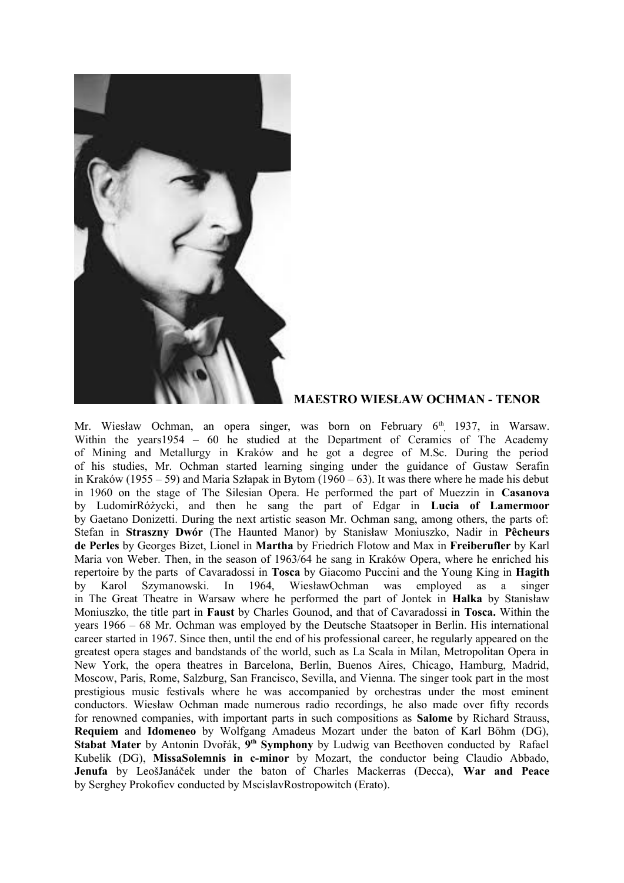**MAESTRO WIESŁAW OCHMAN - TENOR**

Mr. Wiesław Ochman, an opera singer, was born on February 6th, 1937, in Warsaw. Within the years1954 – 60 he studied at the Department of Ceramics of The Academy of Mining and Metallurgy in Kraków and he got a degree of M.Sc. During the period of his studies, Mr. Ochman started learning singing under the guidance of Gustaw Serafin in Kraków (1955 – 59) and Maria Szłapak in Bytom (1960 – 63). It was there where he made his debut in 1960 on the stage of The Silesian Opera. He performed the part of Muezzin in **Casanova** by LudomirRóżycki, and then he sang the part of Edgar in **Lucia of Lamermoor** by Gaetano Donizetti. During the next artistic season Mr. Ochman sang, among others, the parts of: Stefan in **Straszny Dwór** (The Haunted Manor) by Stanisław Moniuszko, Nadir in **Pêcheurs de Perles** by Georges Bizet, Lionel in **Martha** by Friedrich Flotow and Max in **Freiberufler** by Karl Maria von Weber. Then, in the season of 1963/64 he sang in Kraków Opera, where he enriched his repertoire by the parts of Cavaradossi in **Tosca** by Giacomo Puccini and the Young King in **Hagith** by Karol Szymanowski. In 1964, WiesławOchman was employed as a singer in The Great Theatre in Warsaw where he performed the part of Jontek in **Halka** by Stanisław Moniuszko, the title part in **Faust** by Charles Gounod, and that of Cavaradossi in **Tosca.** Within the years 1966 – 68 Mr. Ochman was employed by the Deutsche Staatsoper in Berlin. His international career started in 1967. Since then, until the end of his professional career, he regularly appeared on the greatest opera stages and bandstands of the world, such as La Scala in Milan, Metropolitan Opera in New York, the opera theatres in Barcelona, Berlin, Buenos Aires, Chicago, Hamburg, Madrid, Moscow, Paris, Rome, Salzburg, San Francisco, Sevilla, and Vienna. The singer took part in the most prestigious music festivals where he was accompanied by orchestras under the most eminent conductors. Wiesław Ochman made numerous radio recordings, he also made over fifty records for renowned companies, with important parts in such compositions as **Salome** by Richard Strauss, **Requiem** and **Idomeneo** by Wolfgang Amadeus Mozart under the baton of Karl Böhm (DG), **Stabat Mater** by Antonin Dvořák, **9th Symphony** by Ludwig van Beethoven conducted by Rafael Kubelik (DG), **MissaSolemnis in c-minor** by Mozart, the conductor being Claudio Abbado, **Jenufa** by LeošJanáček under the baton of Charles Mackerras (Decca), **War and Peace** by Serghey Prokofiev conducted by MscislavRostropowitch (Erato).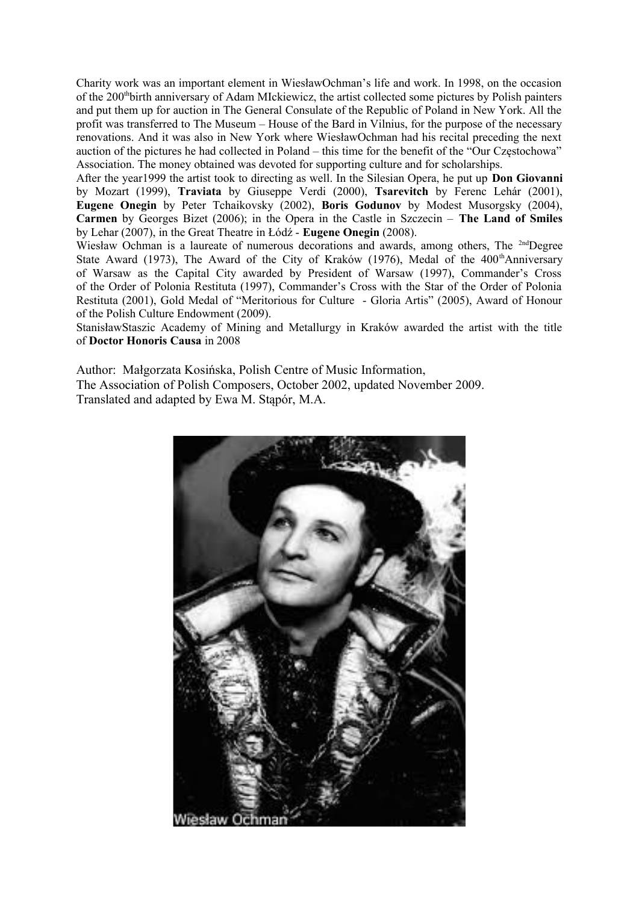Charity work was an important element in WiesławOchman's life and work. In 1998, on the occasion of the 200th birth anniversary of Adam MIckiewicz, the artist collected some pictures by Polish painters and put them up for auction in The General Consulate of the Republic of Poland in New York. All the profit was transferred to The Museum – House of the Bard in Vilnius, for the purpose of the necessary renovations. And it was also in New York where WiesławOchman had his recital preceding the next auction of the pictures he had collected in Poland – this time for the benefit of the "Our Częstochowa" Association. The money obtained was devoted for supporting culture and for scholarships.

After the year1999 the artist took to directing as well. In the Silesian Opera, he put up **Don Giovanni** by Mozart (1999), **Traviata** by Giuseppe Verdi (2000), **Tsarevitch** by Ferenc Lehár (2001), **Eugene Onegin** by Peter Tchaikovsky (2002), **Boris Godunov** by Modest Musorgsky (2004), **Carmen** by Georges Bizet (2006); in the Opera in the Castle in Szczecin – **The Land of Smiles** by Lehar (2007), in the Great Theatre in Łódź - **Eugene Onegin** (2008).

Wiesław Ochman is a laureate of numerous decorations and awards, among others, The 2nd Degree State Award (1973), The Award of the City of Kraków (1976), Medal of the 400th Anniversary of Warsaw as the Capital City awarded by President of Warsaw (1997), Commander's Cross of the Order of Polonia Restituta (1997), Commander's Cross with the Star of the Order of Polonia Restituta (2001), Gold Medal of "Meritorious for Culture - Gloria Artis" (2005), Award of Honour of the Polish Culture Endowment (2009).

StanisławStaszic Academy of Mining and Metallurgy in Kraków awarded the artist with the title of **Doctor Honoris Causa** in 2008

Author: Małgorzata Kosińska, Polish Centre of Music Information,
The Association of Polish Composers, October 2002, updated November 2009.
Translated and adapted by Ewa M. Stąpór, M.A.

Wiesław Ochman